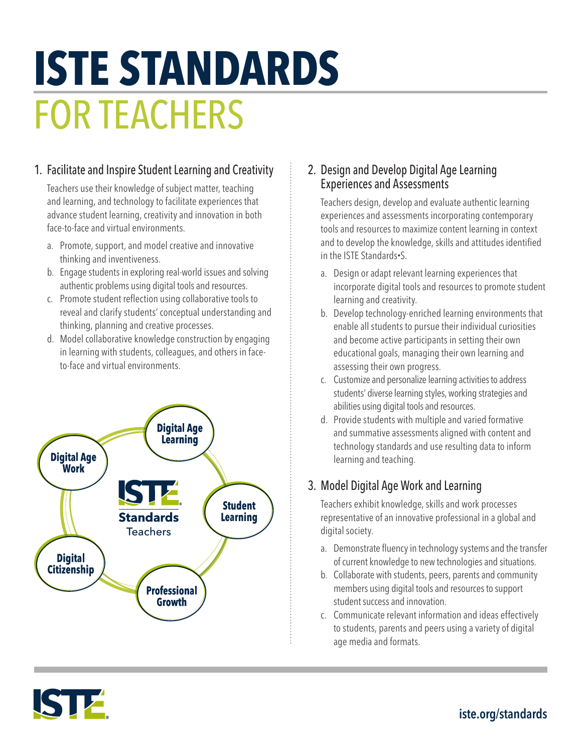# ISTE STANDARDS

## FOR TEACHERS

### 1. Facilitate and Inspire Student Learning and Creativity

Teachers use their knowledge of subject matter, teaching and learning, and technology to facilitate experiences that advance student learning, creativity and innovation in both face-to-face and virtual environments.

a. Promote, support, and model creative and innovative thinking and inventiveness.
b. Engage students in exploring real-world issues and solving authentic problems using digital tools and resources.
c. Promote student reflection using collaborative tools to reveal and clarify students' conceptual understanding and thinking, planning and creative processes.
d. Model collaborative knowledge construction by engaging in learning with students, colleagues, and others in face-to-face and virtual environments.

Digital Age Learning
Student Learning
Professional Growth
Digital Citizenship
Digital Age Work
ISTE Standards Teachers

### 2. Design and Develop Digital Age Learning Experiences and Assessments

Teachers design, develop and evaluate authentic learning experiences and assessments incorporating contemporary tools and resources to maximize content learning in context and to develop the knowledge, skills and attitudes identified in the ISTE Standards•S.

a. Design or adapt relevant learning experiences that incorporate digital tools and resources to promote student learning and creativity.
b. Develop technology-enriched learning environments that enable all students to pursue their individual curiosities and become active participants in setting their own educational goals, managing their own learning and assessing their own progress.
c. Customize and personalize learning activities to address students' diverse learning styles, working strategies and abilities using digital tools and resources.
d. Provide students with multiple and varied formative and summative assessments aligned with content and technology standards and use resulting data to inform learning and teaching.

### 3. Model Digital Age Work and Learning

Teachers exhibit knowledge, skills and work processes representative of an innovative professional in a global and digital society.

a. Demonstrate fluency in technology systems and the transfer of current knowledge to new technologies and situations.
b. Collaborate with students, peers, parents and community members using digital tools and resources to support student success and innovation.
c. Communicate relevant information and ideas effectively to students, parents and peers using a variety of digital age media and formats.

ISTE

iste.org/standards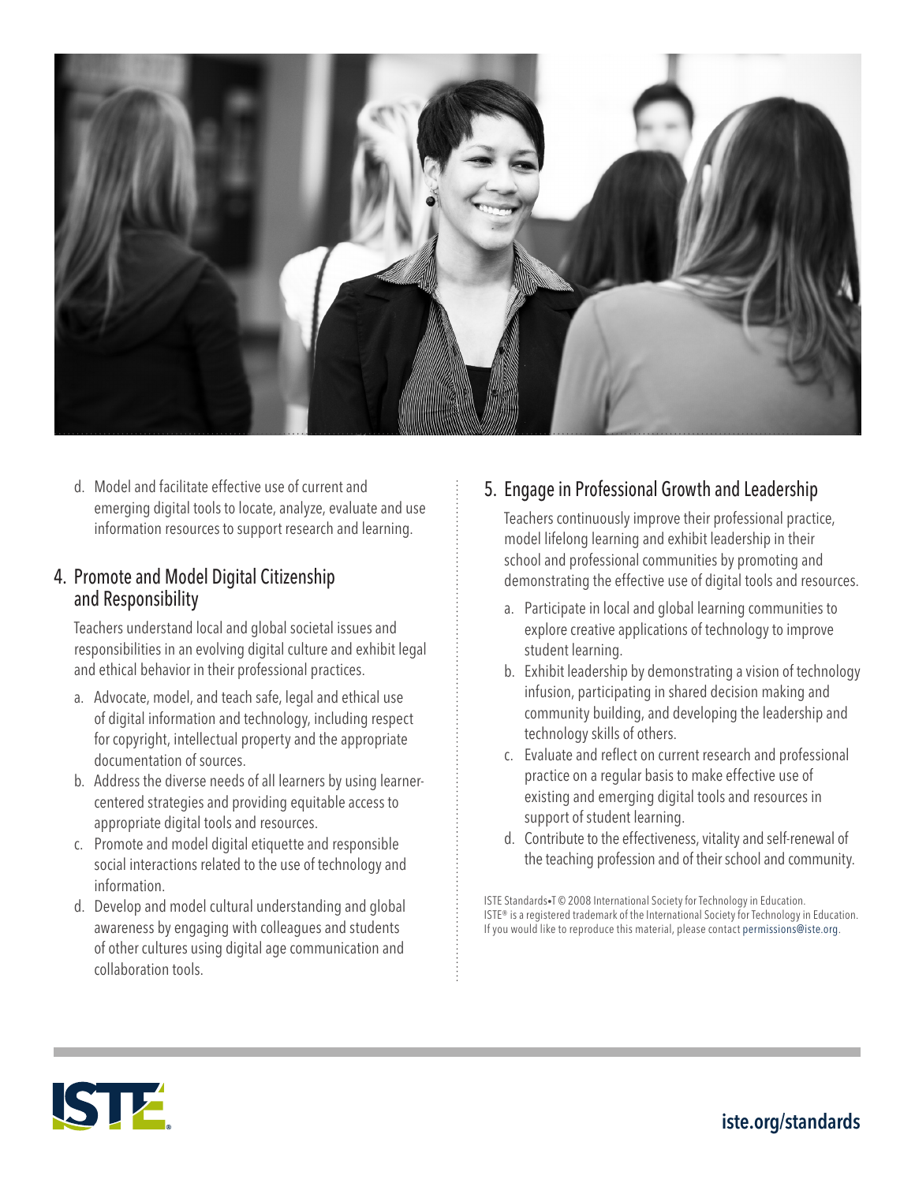d. Model and facilitate effective use of current and emerging digital tools to locate, analyze, evaluate and use information resources to support research and learning.

## 4. Promote and Model Digital Citizenship and Responsibility

Teachers understand local and global societal issues and responsibilities in an evolving digital culture and exhibit legal and ethical behavior in their professional practices.

a. Advocate, model, and teach safe, legal and ethical use of digital information and technology, including respect for copyright, intellectual property and the appropriate documentation of sources.
b. Address the diverse needs of all learners by using learner-centered strategies and providing equitable access to appropriate digital tools and resources.
c. Promote and model digital etiquette and responsible social interactions related to the use of technology and information.
d. Develop and model cultural understanding and global awareness by engaging with colleagues and students of other cultures using digital age communication and collaboration tools.

## 5. Engage in Professional Growth and Leadership

Teachers continuously improve their professional practice, model lifelong learning and exhibit leadership in their school and professional communities by promoting and demonstrating the effective use of digital tools and resources.

a. Participate in local and global learning communities to explore creative applications of technology to improve student learning.
b. Exhibit leadership by demonstrating a vision of technology infusion, participating in shared decision making and community building, and developing the leadership and technology skills of others.
c. Evaluate and reflect on current research and professional practice on a regular basis to make effective use of existing and emerging digital tools and resources in support of student learning.
d. Contribute to the effectiveness, vitality and self-renewal of the teaching profession and of their school and community.

ISTE Standards•T © 2008 International Society for Technology in Education.
ISTE® is a registered trademark of the International Society for Technology in Education.
If you would like to reproduce this material, please contact permissions@iste.org.

ISTE

iste.org/standards